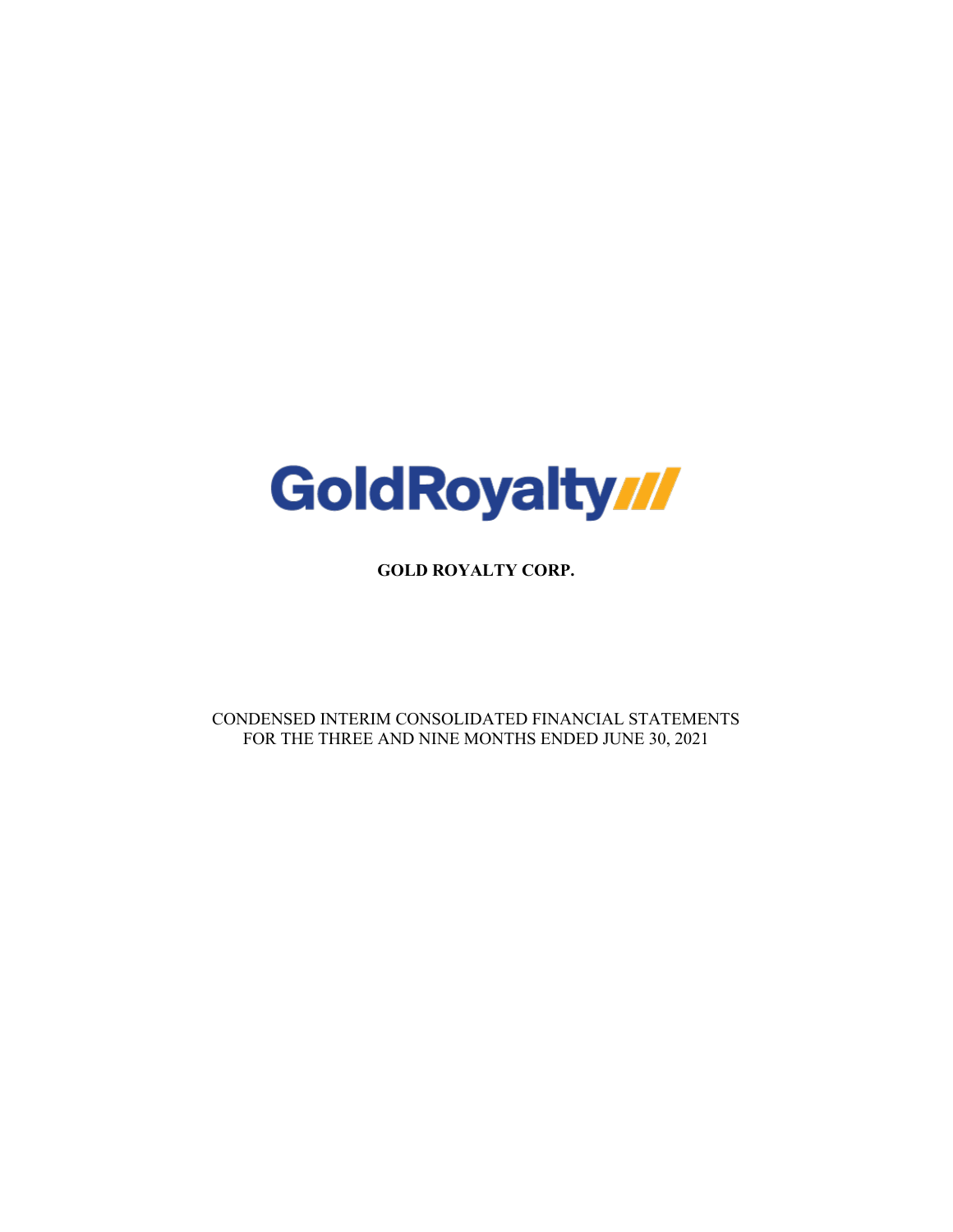GoldRoyalty

**GOLD ROYALTY CORP.**

CONDENSED INTERIM CONSOLIDATED FINANCIAL STATEMENTS
FOR THE THREE AND NINE MONTHS ENDED JUNE 30, 2021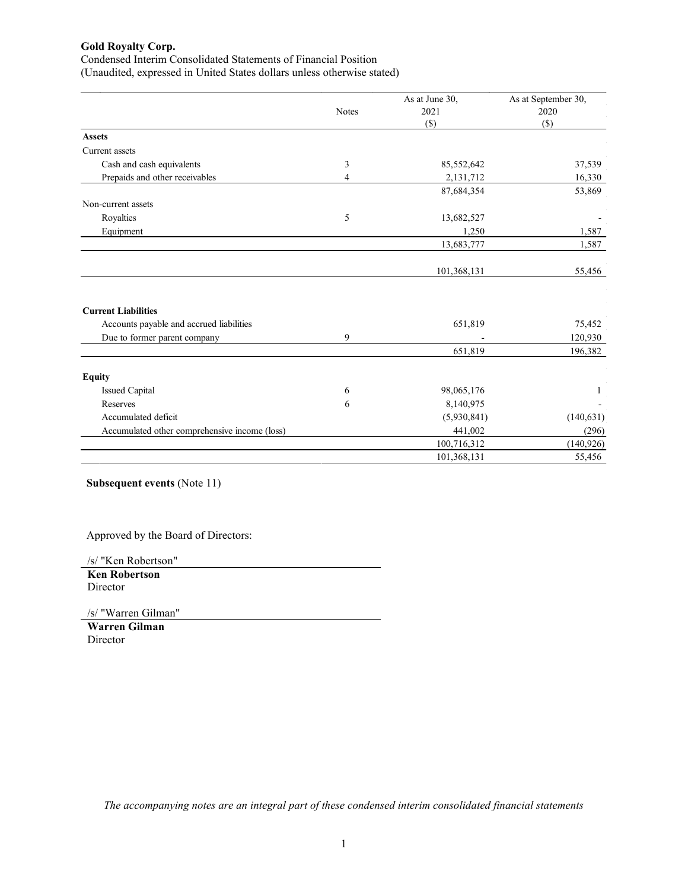**Gold Royalty Corp.**

Condensed Interim Consolidated Statements of Financial Position

(Unaudited, expressed in United States dollars unless otherwise stated)

| | Notes | As at June 30, 2021 ($) | As at September 30, 2020 ($) |
|---|---|---|---|
| **Assets** | | | |
| Current assets | | | |
| Cash and cash equivalents | 3 | 85,552,642 | 37,539 |
| Prepaids and other receivables | 4 | 2,131,712 | 16,330 |
| | | 87,684,354 | 53,869 |
| Non-current assets | | | |
| Royalties | 5 | 13,682,527 | - |
| Equipment | | 1,250 | 1,587 |
| | | 13,683,777 | 1,587 |
| | | 101,368,131 | 55,456 |
| **Current Liabilities** | | | |
| Accounts payable and accrued liabilities | | 651,819 | 75,452 |
| Due to former parent company | 9 | - | 120,930 |
| | | 651,819 | 196,382 |
| **Equity** | | | |
| Issued Capital | 6 | 98,065,176 | 1 |
| Reserves | 6 | 8,140,975 | - |
| Accumulated deficit | | (5,930,841) | (140,631) |
| Accumulated other comprehensive income (loss) | | 441,002 | (296) |
| | | 100,716,312 | (140,926) |
| | | 101,368,131 | 55,456 |

**Subsequent events** (Note 11)

Approved by the Board of Directors:

/s/ "Ken Robertson"

**Ken Robertson**

Director

/s/ "Warren Gilman"

**Warren Gilman**

Director

*The accompanying notes are an integral part of these condensed interim consolidated financial statements*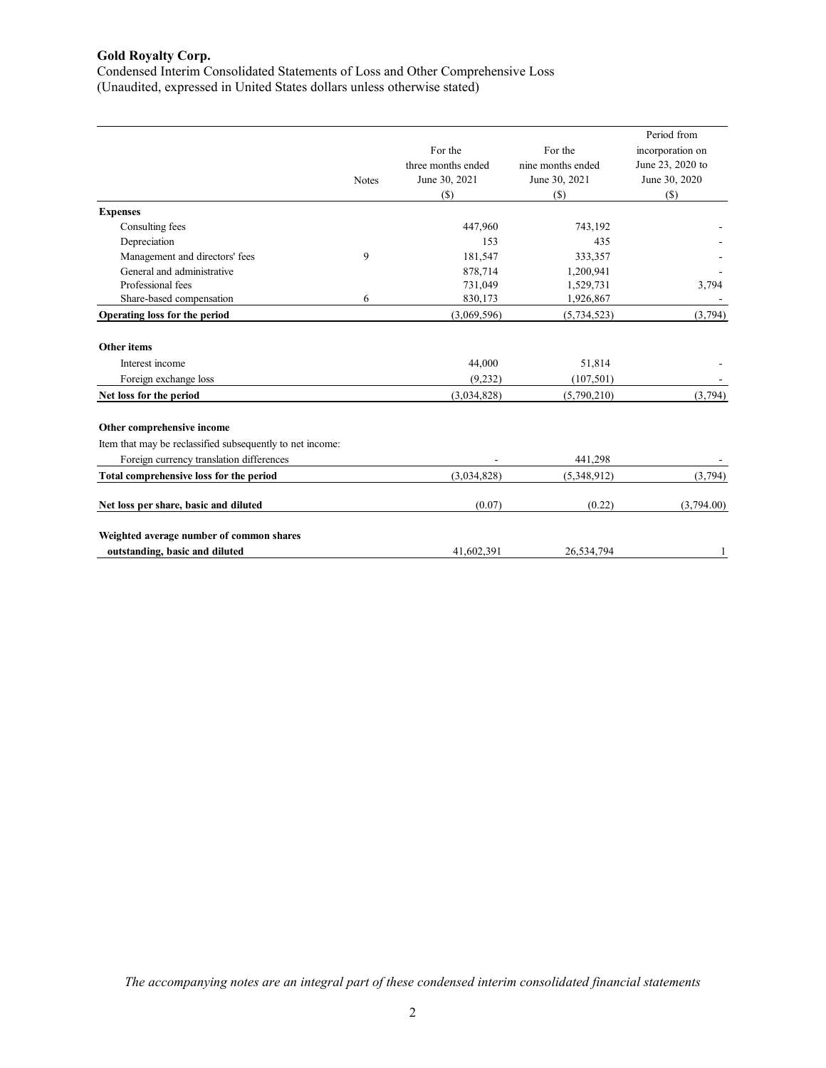**Gold Royalty Corp.**

Condensed Interim Consolidated Statements of Loss and Other Comprehensive Loss
(Unaudited, expressed in United States dollars unless otherwise stated)

| | Notes | For the three months ended June 30, 2021 ($) | For the nine months ended June 30, 2021 ($) | Period from incorporation on June 23, 2020 to June 30, 2020 ($) |
|---|---|---|---|---|
| **Expenses** | | | | |
| Consulting fees | | 447,960 | 743,192 | - |
| Depreciation | | 153 | 435 | - |
| Management and directors' fees | 9 | 181,547 | 333,357 | - |
| General and administrative | | 878,714 | 1,200,941 | - |
| Professional fees | | 731,049 | 1,529,731 | 3,794 |
| Share-based compensation | 6 | 830,173 | 1,926,867 | - |
| **Operating loss for the period** | | (3,069,596) | (5,734,523) | (3,794) |
| **Other items** | | | | |
| Interest income | | 44,000 | 51,814 | - |
| Foreign exchange loss | | (9,232) | (107,501) | - |
| **Net loss for the period** | | (3,034,828) | (5,790,210) | (3,794) |
| **Other comprehensive income** | | | | |
| Item that may be reclassified subsequently to net income: | | | | |
| Foreign currency translation differences | | - | 441,298 | - |
| **Total comprehensive loss for the period** | | (3,034,828) | (5,348,912) | (3,794) |
| **Net loss per share, basic and diluted** | | (0.07) | (0.22) | (3,794.00) |
| **Weighted average number of common shares outstanding, basic and diluted** | | 41,602,391 | 26,534,794 | 1 |

*The accompanying notes are an integral part of these condensed interim consolidated financial statements*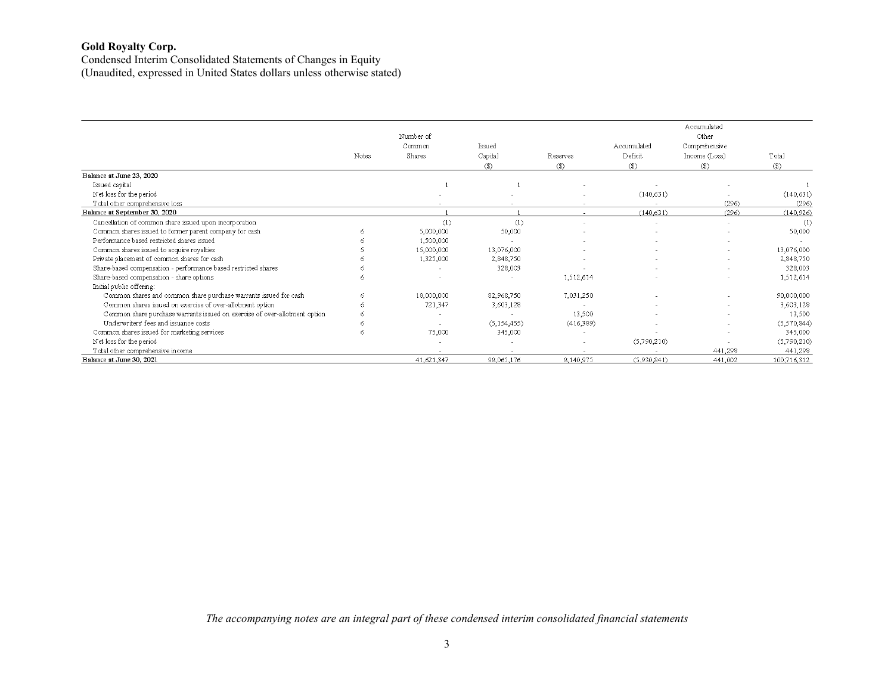**Gold Royalty Corp.**
Condensed Interim Consolidated Statements of Changes in Equity
(Unaudited, expressed in United States dollars unless otherwise stated)

| | Notes | Number of Common Shares | Issued Capital ($) | Reserves ($) | Accumulated Deficit ($) | Accumulated Other Comprehensive Income (Loss) ($) | Total ($) |
|---|---|---|---|---|---|---|---|
| **Balance at June 23, 2020** | | | | | | | |
| Issued capital | | 1 | 1 | - | - | - | 1 |
| Net loss for the period | | - | - | - | (140,631) | - | (140,631) |
| Total other comprehensive loss | | - | - | - | - | (296) | (296) |
| **Balance at September 30, 2020** | | 1 | 1 | - | (140,631) | (296) | (140,926) |
| Cancellation of common share issued upon incorporation | | (1) | (1) | - | - | - | (1) |
| Common shares issued to former parent company for cash | 6 | 5,000,000 | 50,000 | - | - | - | 50,000 |
| Performance based restricted shares issued | 6 | 1,500,000 | - | - | - | - | - |
| Common shares issued to acquire royalties | 5 | 15,000,000 | 13,076,000 | - | - | - | 13,076,000 |
| Private placement of common shares for cash | 6 | 1,325,000 | 2,848,750 | - | - | - | 2,848,750 |
| Share-based compensation - performance based restricted shares | 6 | - | 328,003 | - | - | - | 328,003 |
| Share-based compensation - share options | 6 | - | - | 1,512,614 | - | - | 1,512,614 |
| Initial public offering: | | | | | | | |
| Common shares and common share purchase warrants issued for cash | 6 | 18,000,000 | 82,968,750 | 7,031,250 | - | - | 90,000,000 |
| Common shares issued on exercise of over-allotment option | 6 | 721,347 | 3,603,128 | - | - | - | 3,603,128 |
| Common share purchase warrants issued on exercise of over-allotment option | 6 | - | - | 13,500 | - | - | 13,500 |
| Underwriters' fees and issuance costs | 6 | - | (5,154,455) | (416,389) | - | - | (5,570,844) |
| Common shares issued for marketing services | 6 | 75,000 | 345,000 | - | - | - | 345,000 |
| Net loss for the period | | - | - | - | (5,790,210) | - | (5,790,210) |
| Total other comprehensive income | | - | - | - | - | 441,298 | 441,298 |
| **Balance at June 30, 2021** | | 41,621,347 | 98,065,176 | 8,140,975 | (5,930,841) | 441,002 | 100,716,312 |

*The accompanying notes are an integral part of these condensed interim consolidated financial statements*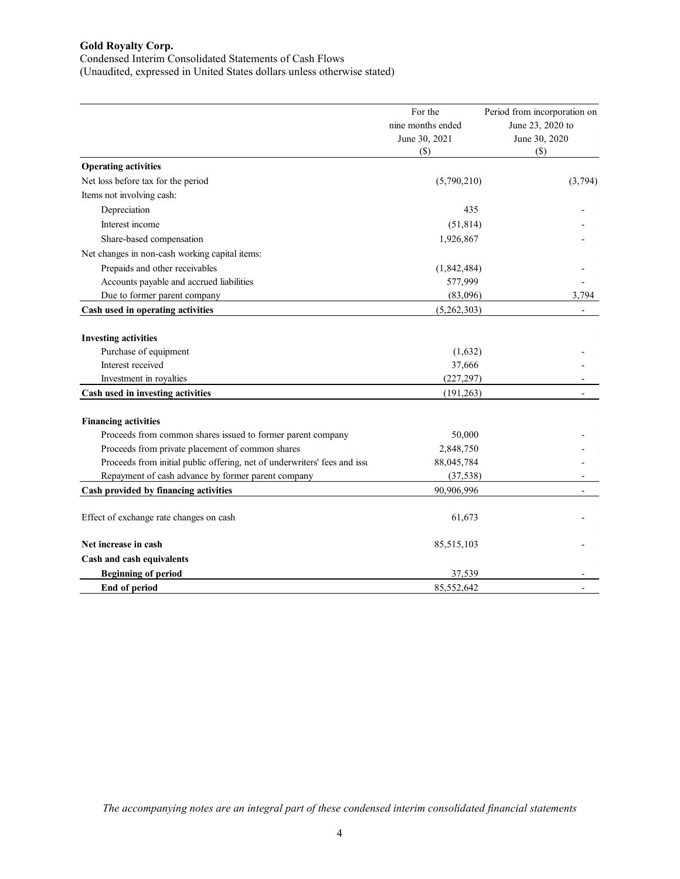**Gold Royalty Corp.**

Condensed Interim Consolidated Statements of Cash Flows

(Unaudited, expressed in United States dollars unless otherwise stated)

| | For the nine months ended June 30, 2021 ($) | Period from incorporation on June 23, 2020 to June 30, 2020 ($) |
|---|---|---|
| **Operating activities** | | |
| Net loss before tax for the period | (5,790,210) | (3,794) |
| Items not involving cash: | | |
| Depreciation | 435 | - |
| Interest income | (51,814) | - |
| Share-based compensation | 1,926,867 | - |
| Net changes in non-cash working capital items: | | |
| Prepaids and other receivables | (1,842,484) | - |
| Accounts payable and accrued liabilities | 577,999 | - |
| Due to former parent company | (83,096) | 3,794 |
| **Cash used in operating activities** | (5,262,303) | - |
| | | |
| **Investing activities** | | |
| Purchase of equipment | (1,632) | - |
| Interest received | 37,666 | - |
| Investment in royalties | (227,297) | - |
| **Cash used in investing activities** | (191,263) | - |
| | | |
| **Financing activities** | | |
| Proceeds from common shares issued to former parent company | 50,000 | - |
| Proceeds from private placement of common shares | 2,848,750 | - |
| Proceeds from initial public offering, net of underwriters' fees and issu | 88,045,784 | - |
| Repayment of cash advance by former parent company | (37,538) | - |
| **Cash provided by financing activities** | 90,906,996 | - |
| | | |
| Effect of exchange rate changes on cash | 61,673 | - |
| | | |
| **Net increase in cash** | 85,515,103 | - |
| **Cash and cash equivalents** | | |
| **Beginning of period** | 37,539 | - |
| **End of period** | 85,552,642 | - |

*The accompanying notes are an integral part of these condensed interim consolidated financial statements*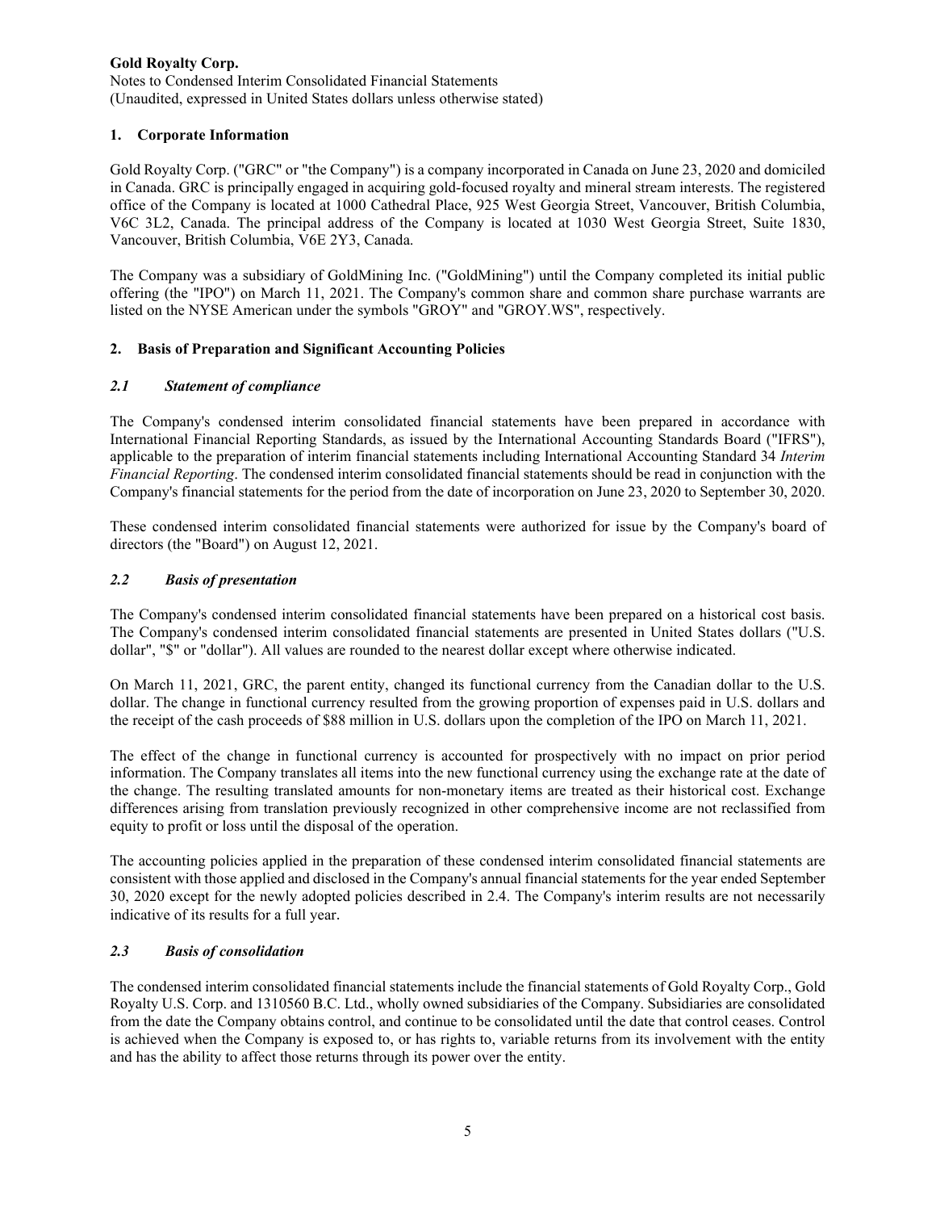**Gold Royalty Corp.**
Notes to Condensed Interim Consolidated Financial Statements
(Unaudited, expressed in United States dollars unless otherwise stated)

## 1. Corporate Information

Gold Royalty Corp. ("GRC" or "the Company") is a company incorporated in Canada on June 23, 2020 and domiciled in Canada. GRC is principally engaged in acquiring gold-focused royalty and mineral stream interests. The registered office of the Company is located at 1000 Cathedral Place, 925 West Georgia Street, Vancouver, British Columbia, V6C 3L2, Canada. The principal address of the Company is located at 1030 West Georgia Street, Suite 1830, Vancouver, British Columbia, V6E 2Y3, Canada.

The Company was a subsidiary of GoldMining Inc. ("GoldMining") until the Company completed its initial public offering (the "IPO") on March 11, 2021. The Company's common share and common share purchase warrants are listed on the NYSE American under the symbols "GROY" and "GROY.WS", respectively.

## 2. Basis of Preparation and Significant Accounting Policies

### *2.1 Statement of compliance*

The Company's condensed interim consolidated financial statements have been prepared in accordance with International Financial Reporting Standards, as issued by the International Accounting Standards Board ("IFRS"), applicable to the preparation of interim financial statements including International Accounting Standard 34 *Interim Financial Reporting*. The condensed interim consolidated financial statements should be read in conjunction with the Company's financial statements for the period from the date of incorporation on June 23, 2020 to September 30, 2020.

These condensed interim consolidated financial statements were authorized for issue by the Company's board of directors (the "Board") on August 12, 2021.

### *2.2 Basis of presentation*

The Company's condensed interim consolidated financial statements have been prepared on a historical cost basis. The Company's condensed interim consolidated financial statements are presented in United States dollars ("U.S. dollar", "$" or "dollar"). All values are rounded to the nearest dollar except where otherwise indicated.

On March 11, 2021, GRC, the parent entity, changed its functional currency from the Canadian dollar to the U.S. dollar. The change in functional currency resulted from the growing proportion of expenses paid in U.S. dollars and the receipt of the cash proceeds of $88 million in U.S. dollars upon the completion of the IPO on March 11, 2021.

The effect of the change in functional currency is accounted for prospectively with no impact on prior period information. The Company translates all items into the new functional currency using the exchange rate at the date of the change. The resulting translated amounts for non-monetary items are treated as their historical cost. Exchange differences arising from translation previously recognized in other comprehensive income are not reclassified from equity to profit or loss until the disposal of the operation.

The accounting policies applied in the preparation of these condensed interim consolidated financial statements are consistent with those applied and disclosed in the Company's annual financial statements for the year ended September 30, 2020 except for the newly adopted policies described in 2.4. The Company's interim results are not necessarily indicative of its results for a full year.

### *2.3 Basis of consolidation*

The condensed interim consolidated financial statements include the financial statements of Gold Royalty Corp., Gold Royalty U.S. Corp. and 1310560 B.C. Ltd., wholly owned subsidiaries of the Company. Subsidiaries are consolidated from the date the Company obtains control, and continue to be consolidated until the date that control ceases. Control is achieved when the Company is exposed to, or has rights to, variable returns from its involvement with the entity and has the ability to affect those returns through its power over the entity.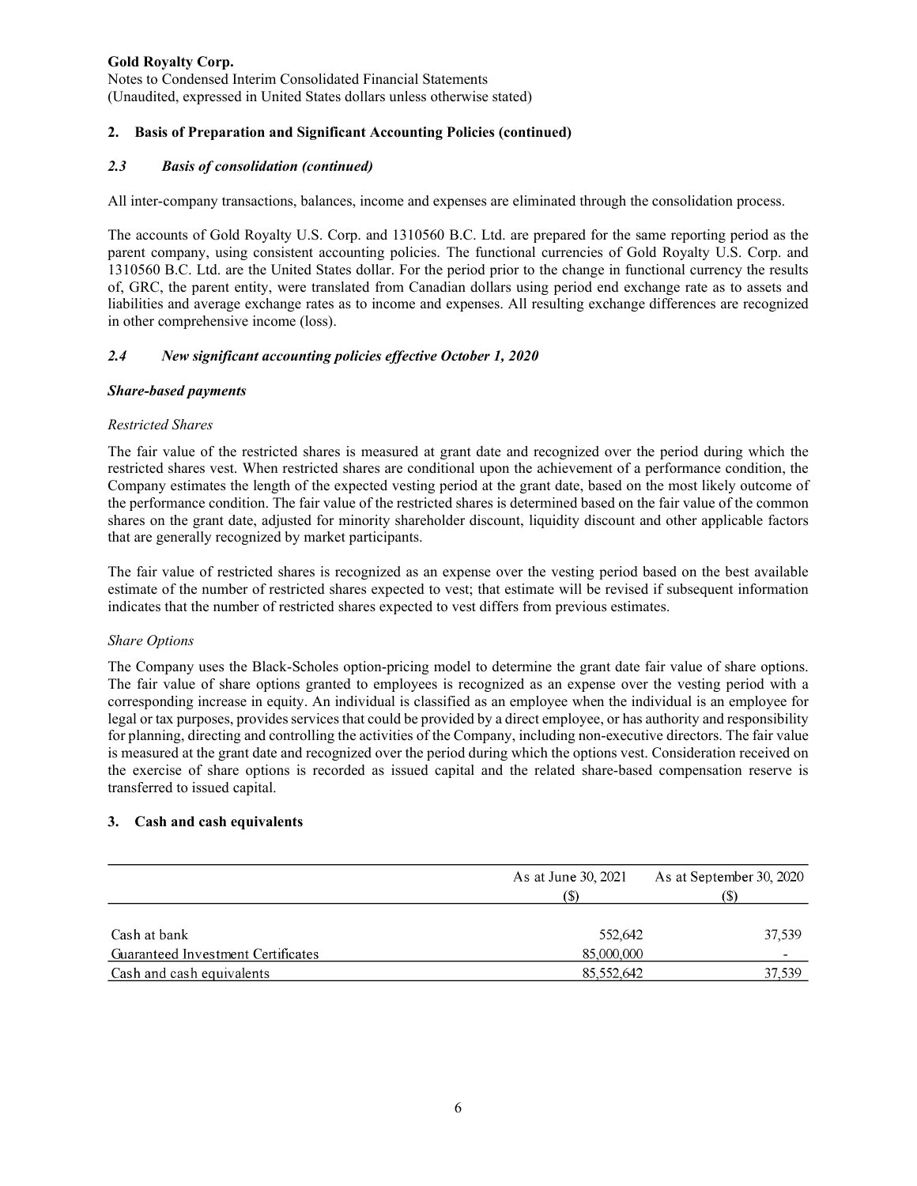## 2. Basis of Preparation and Significant Accounting Policies (continued)

### *2.3 Basis of consolidation (continued)*

All inter-company transactions, balances, income and expenses are eliminated through the consolidation process.

The accounts of Gold Royalty U.S. Corp. and 1310560 B.C. Ltd. are prepared for the same reporting period as the parent company, using consistent accounting policies. The functional currencies of Gold Royalty U.S. Corp. and 1310560 B.C. Ltd. are the United States dollar. For the period prior to the change in functional currency the results of, GRC, the parent entity, were translated from Canadian dollars using period end exchange rate as to assets and liabilities and average exchange rates as to income and expenses. All resulting exchange differences are recognized in other comprehensive income (loss).

### *2.4 New significant accounting policies effective October 1, 2020*

***Share-based payments***

*Restricted Shares*

The fair value of the restricted shares is measured at grant date and recognized over the period during which the restricted shares vest. When restricted shares are conditional upon the achievement of a performance condition, the Company estimates the length of the expected vesting period at the grant date, based on the most likely outcome of the performance condition. The fair value of the restricted shares is determined based on the fair value of the common shares on the grant date, adjusted for minority shareholder discount, liquidity discount and other applicable factors that are generally recognized by market participants.

The fair value of restricted shares is recognized as an expense over the vesting period based on the best available estimate of the number of restricted shares expected to vest; that estimate will be revised if subsequent information indicates that the number of restricted shares expected to vest differs from previous estimates.

*Share Options*

The Company uses the Black-Scholes option-pricing model to determine the grant date fair value of share options. The fair value of share options granted to employees is recognized as an expense over the vesting period with a corresponding increase in equity. An individual is classified as an employee when the individual is an employee for legal or tax purposes, provides services that could be provided by a direct employee, or has authority and responsibility for planning, directing and controlling the activities of the Company, including non-executive directors. The fair value is measured at the grant date and recognized over the period during which the options vest. Consideration received on the exercise of share options is recorded as issued capital and the related share-based compensation reserve is transferred to issued capital.

## 3. Cash and cash equivalents

| | As at June 30, 2021 ($) | As at September 30, 2020 ($) |
|---|---|---|
| Cash at bank | 552,642 | 37,539 |
| Guaranteed Investment Certificates | 85,000,000 | - |
| Cash and cash equivalents | 85,552,642 | 37,539 |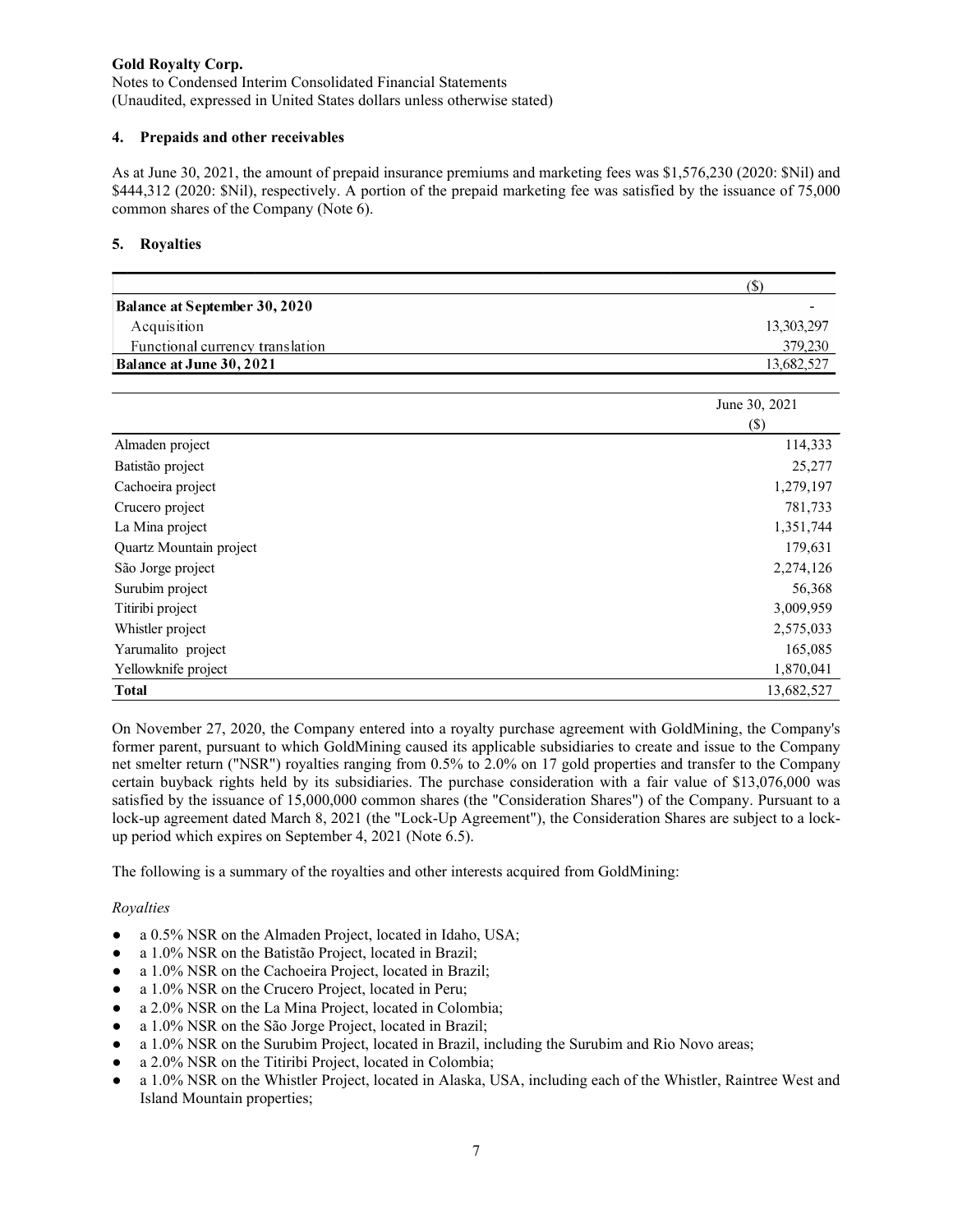**Gold Royalty Corp.**
Notes to Condensed Interim Consolidated Financial Statements
(Unaudited, expressed in United States dollars unless otherwise stated)

## 4. Prepaids and other receivables

As at June 30, 2021, the amount of prepaid insurance premiums and marketing fees was $1,576,230 (2020: $Nil) and $444,312 (2020: $Nil), respectively. A portion of the prepaid marketing fee was satisfied by the issuance of 75,000 common shares of the Company (Note 6).

## 5. Royalties

| | ($) |
|---|---|
| **Balance at September 30, 2020** | - |
| Acquisition | 13,303,297 |
| Functional currency translation | 379,230 |
| **Balance at June 30, 2021** | 13,682,527 |

| | June 30, 2021 ($) |
|---|---|
| Almaden project | 114,333 |
| Batistão project | 25,277 |
| Cachoeira project | 1,279,197 |
| Crucero project | 781,733 |
| La Mina project | 1,351,744 |
| Quartz Mountain project | 179,631 |
| São Jorge project | 2,274,126 |
| Surubim project | 56,368 |
| Titiribi project | 3,009,959 |
| Whistler project | 2,575,033 |
| Yarumalito project | 165,085 |
| Yellowknife project | 1,870,041 |
| **Total** | 13,682,527 |

On November 27, 2020, the Company entered into a royalty purchase agreement with GoldMining, the Company's former parent, pursuant to which GoldMining caused its applicable subsidiaries to create and issue to the Company net smelter return ("NSR") royalties ranging from 0.5% to 2.0% on 17 gold properties and transfer to the Company certain buyback rights held by its subsidiaries. The purchase consideration with a fair value of $13,076,000 was satisfied by the issuance of 15,000,000 common shares (the "Consideration Shares") of the Company. Pursuant to a lock-up agreement dated March 8, 2021 (the "Lock-Up Agreement"), the Consideration Shares are subject to a lock-up period which expires on September 4, 2021 (Note 6.5).

The following is a summary of the royalties and other interests acquired from GoldMining:

*Royalties*

- a 0.5% NSR on the Almaden Project, located in Idaho, USA;
- a 1.0% NSR on the Batistão Project, located in Brazil;
- a 1.0% NSR on the Cachoeira Project, located in Brazil;
- a 1.0% NSR on the Crucero Project, located in Peru;
- a 2.0% NSR on the La Mina Project, located in Colombia;
- a 1.0% NSR on the São Jorge Project, located in Brazil;
- a 1.0% NSR on the Surubim Project, located in Brazil, including the Surubim and Rio Novo areas;
- a 2.0% NSR on the Titiribi Project, located in Colombia;
- a 1.0% NSR on the Whistler Project, located in Alaska, USA, including each of the Whistler, Raintree West and Island Mountain properties;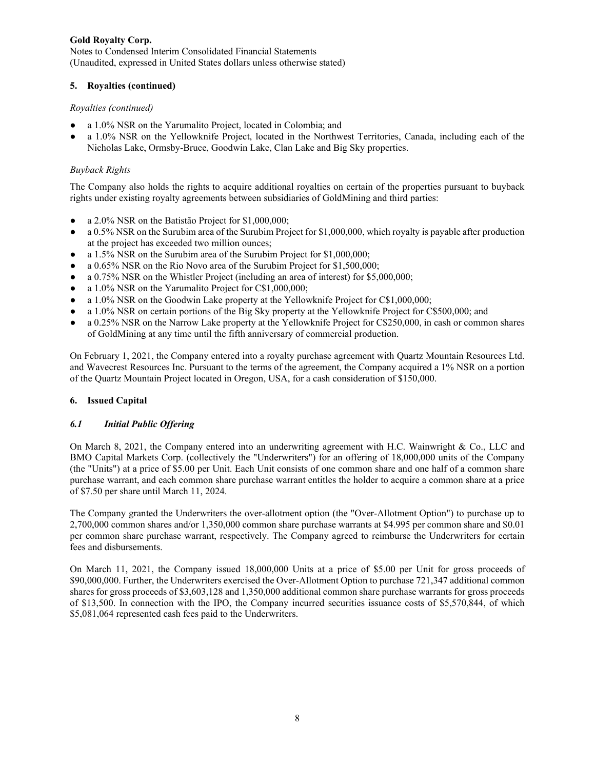## 5. Royalties (continued)

*Royalties (continued)*

- a 1.0% NSR on the Yarumalito Project, located in Colombia; and
- a 1.0% NSR on the Yellowknife Project, located in the Northwest Territories, Canada, including each of the Nicholas Lake, Ormsby-Bruce, Goodwin Lake, Clan Lake and Big Sky properties.

*Buyback Rights*

The Company also holds the rights to acquire additional royalties on certain of the properties pursuant to buyback rights under existing royalty agreements between subsidiaries of GoldMining and third parties:

- a 2.0% NSR on the Batistão Project for $1,000,000;
- a 0.5% NSR on the Surubim area of the Surubim Project for $1,000,000, which royalty is payable after production at the project has exceeded two million ounces;
- a 1.5% NSR on the Surubim area of the Surubim Project for $1,000,000;
- a 0.65% NSR on the Rio Novo area of the Surubim Project for $1,500,000;
- a 0.75% NSR on the Whistler Project (including an area of interest) for $5,000,000;
- a 1.0% NSR on the Yarumalito Project for C$1,000,000;
- a 1.0% NSR on the Goodwin Lake property at the Yellowknife Project for C$1,000,000;
- a 1.0% NSR on certain portions of the Big Sky property at the Yellowknife Project for C$500,000; and
- a 0.25% NSR on the Narrow Lake property at the Yellowknife Project for C$250,000, in cash or common shares of GoldMining at any time until the fifth anniversary of commercial production.

On February 1, 2021, the Company entered into a royalty purchase agreement with Quartz Mountain Resources Ltd. and Wavecrest Resources Inc. Pursuant to the terms of the agreement, the Company acquired a 1% NSR on a portion of the Quartz Mountain Project located in Oregon, USA, for a cash consideration of $150,000.

## 6. Issued Capital

### *6.1 Initial Public Offering*

On March 8, 2021, the Company entered into an underwriting agreement with H.C. Wainwright & Co., LLC and BMO Capital Markets Corp. (collectively the "Underwriters") for an offering of 18,000,000 units of the Company (the "Units") at a price of $5.00 per Unit. Each Unit consists of one common share and one half of a common share purchase warrant, and each common share purchase warrant entitles the holder to acquire a common share at a price of $7.50 per share until March 11, 2024.

The Company granted the Underwriters the over-allotment option (the "Over-Allotment Option") to purchase up to 2,700,000 common shares and/or 1,350,000 common share purchase warrants at $4.995 per common share and $0.01 per common share purchase warrant, respectively. The Company agreed to reimburse the Underwriters for certain fees and disbursements.

On March 11, 2021, the Company issued 18,000,000 Units at a price of $5.00 per Unit for gross proceeds of $90,000,000. Further, the Underwriters exercised the Over-Allotment Option to purchase 721,347 additional common shares for gross proceeds of $3,603,128 and 1,350,000 additional common share purchase warrants for gross proceeds of $13,500. In connection with the IPO, the Company incurred securities issuance costs of $5,570,844, of which $5,081,064 represented cash fees paid to the Underwriters.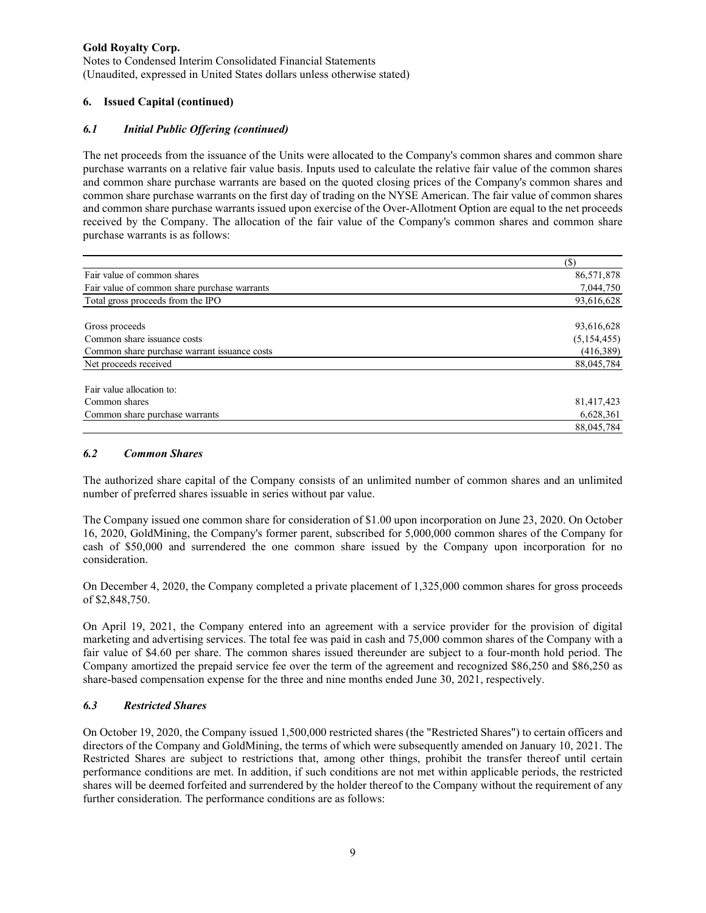**Gold Royalty Corp.**
Notes to Condensed Interim Consolidated Financial Statements
(Unaudited, expressed in United States dollars unless otherwise stated)

## 6. Issued Capital (continued)

### *6.1 Initial Public Offering (continued)*

The net proceeds from the issuance of the Units were allocated to the Company's common shares and common share purchase warrants on a relative fair value basis. Inputs used to calculate the relative fair value of the common shares and common share purchase warrants are based on the quoted closing prices of the Company's common shares and common share purchase warrants on the first day of trading on the NYSE American. The fair value of common shares and common share purchase warrants issued upon exercise of the Over-Allotment Option are equal to the net proceeds received by the Company. The allocation of the fair value of the Company's common shares and common share purchase warrants is as follows:

| | ($) |
|---|---|
| Fair value of common shares | 86,571,878 |
| Fair value of common share purchase warrants | 7,044,750 |
| Total gross proceeds from the IPO | 93,616,628 |
| | |
| Gross proceeds | 93,616,628 |
| Common share issuance costs | (5,154,455) |
| Common share purchase warrant issuance costs | (416,389) |
| Net proceeds received | 88,045,784 |
| | |
| Fair value allocation to: | |
| Common shares | 81,417,423 |
| Common share purchase warrants | 6,628,361 |
| | 88,045,784 |

### *6.2 Common Shares*

The authorized share capital of the Company consists of an unlimited number of common shares and an unlimited number of preferred shares issuable in series without par value.

The Company issued one common share for consideration of $1.00 upon incorporation on June 23, 2020. On October 16, 2020, GoldMining, the Company's former parent, subscribed for 5,000,000 common shares of the Company for cash of $50,000 and surrendered the one common share issued by the Company upon incorporation for no consideration.

On December 4, 2020, the Company completed a private placement of 1,325,000 common shares for gross proceeds of $2,848,750.

On April 19, 2021, the Company entered into an agreement with a service provider for the provision of digital marketing and advertising services. The total fee was paid in cash and 75,000 common shares of the Company with a fair value of $4.60 per share. The common shares issued thereunder are subject to a four-month hold period. The Company amortized the prepaid service fee over the term of the agreement and recognized $86,250 and $86,250 as share-based compensation expense for the three and nine months ended June 30, 2021, respectively.

### *6.3 Restricted Shares*

On October 19, 2020, the Company issued 1,500,000 restricted shares (the "Restricted Shares") to certain officers and directors of the Company and GoldMining, the terms of which were subsequently amended on January 10, 2021. The Restricted Shares are subject to restrictions that, among other things, prohibit the transfer thereof until certain performance conditions are met. In addition, if such conditions are not met within applicable periods, the restricted shares will be deemed forfeited and surrendered by the holder thereof to the Company without the requirement of any further consideration. The performance conditions are as follows: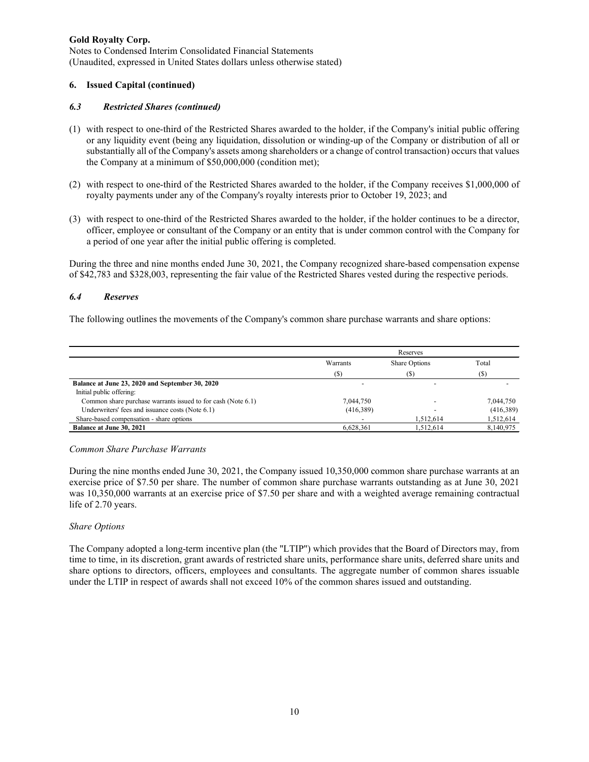**Gold Royalty Corp.**
Notes to Condensed Interim Consolidated Financial Statements
(Unaudited, expressed in United States dollars unless otherwise stated)

## 6. Issued Capital (continued)

### *6.3 Restricted Shares (continued)*

(1) with respect to one-third of the Restricted Shares awarded to the holder, if the Company's initial public offering or any liquidity event (being any liquidation, dissolution or winding-up of the Company or distribution of all or substantially all of the Company's assets among shareholders or a change of control transaction) occurs that values the Company at a minimum of $50,000,000 (condition met);

(2) with respect to one-third of the Restricted Shares awarded to the holder, if the Company receives $1,000,000 of royalty payments under any of the Company's royalty interests prior to October 19, 2023; and

(3) with respect to one-third of the Restricted Shares awarded to the holder, if the holder continues to be a director, officer, employee or consultant of the Company or an entity that is under common control with the Company for a period of one year after the initial public offering is completed.

During the three and nine months ended June 30, 2021, the Company recognized share-based compensation expense of $42,783 and $328,003, representing the fair value of the Restricted Shares vested during the respective periods.

### *6.4 Reserves*

The following outlines the movements of the Company's common share purchase warrants and share options:

| | Reserves | | |
|---|---|---|---|
| | Warrants | Share Options | Total |
| | ($) | ($) | ($) |
| **Balance at June 23, 2020 and September 30, 2020** | - | - | - |
| Initial public offering: | | | |
| Common share purchase warrants issued to for cash (Note 6.1) | 7,044,750 | - | 7,044,750 |
| Underwriters' fees and issuance costs (Note 6.1) | (416,389) | - | (416,389) |
| Share-based compensation - share options | - | 1,512,614 | 1,512,614 |
| **Balance at June 30, 2021** | 6,628,361 | 1,512,614 | 8,140,975 |

*Common Share Purchase Warrants*

During the nine months ended June 30, 2021, the Company issued 10,350,000 common share purchase warrants at an exercise price of $7.50 per share. The number of common share purchase warrants outstanding as at June 30, 2021 was 10,350,000 warrants at an exercise price of $7.50 per share and with a weighted average remaining contractual life of 2.70 years.

*Share Options*

The Company adopted a long-term incentive plan (the "LTIP") which provides that the Board of Directors may, from time to time, in its discretion, grant awards of restricted share units, performance share units, deferred share units and share options to directors, officers, employees and consultants. The aggregate number of common shares issuable under the LTIP in respect of awards shall not exceed 10% of the common shares issued and outstanding.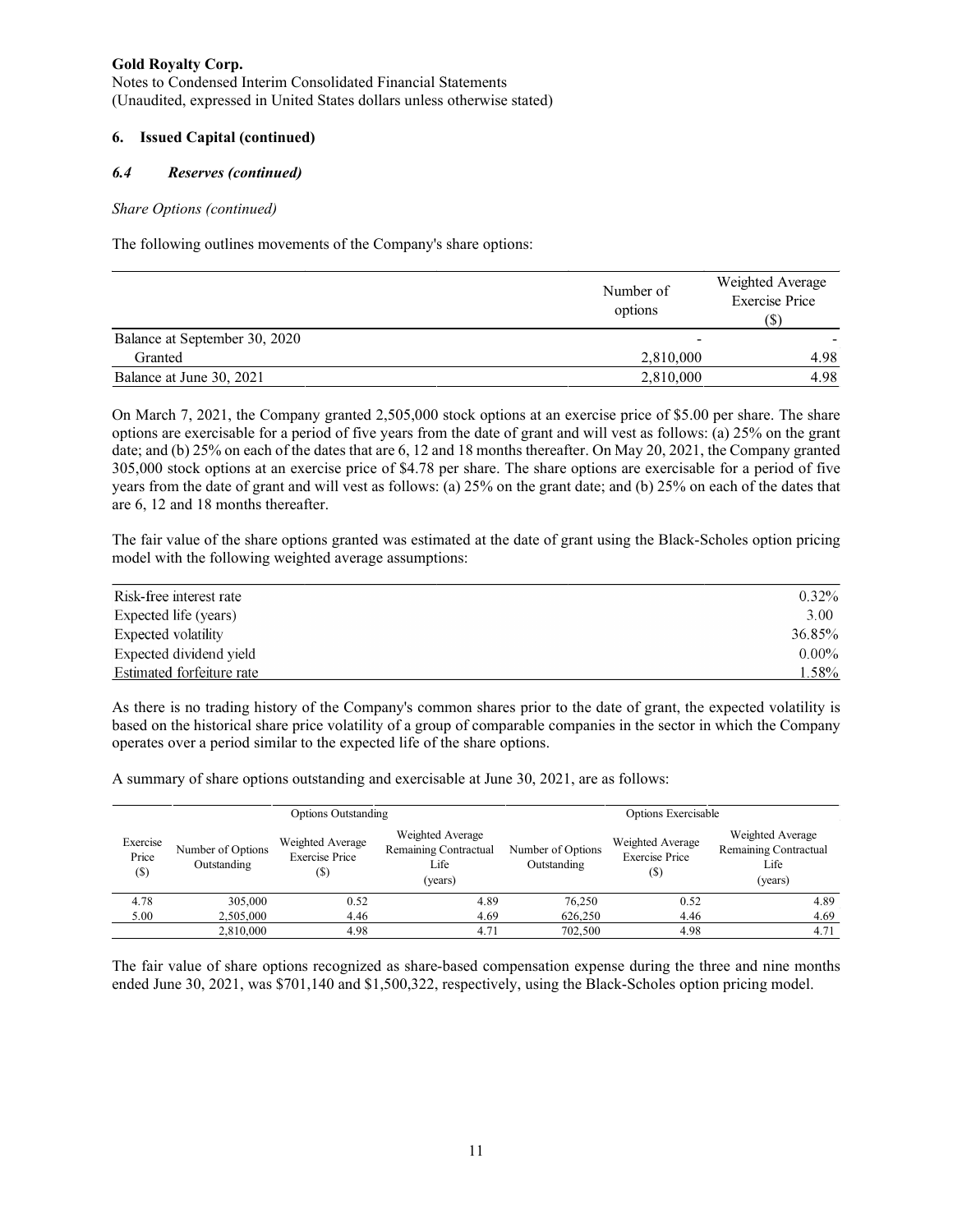**Gold Royalty Corp.**
Notes to Condensed Interim Consolidated Financial Statements
(Unaudited, expressed in United States dollars unless otherwise stated)

## 6. Issued Capital (continued)

### *6.4 Reserves (continued)*

*Share Options (continued)*

The following outlines movements of the Company's share options:

| | Number of options | Weighted Average Exercise Price ($) |
|---|---|---|
| Balance at September 30, 2020 | - | - |
| Granted | 2,810,000 | 4.98 |
| Balance at June 30, 2021 | 2,810,000 | 4.98 |

On March 7, 2021, the Company granted 2,505,000 stock options at an exercise price of $5.00 per share. The share options are exercisable for a period of five years from the date of grant and will vest as follows: (a) 25% on the grant date; and (b) 25% on each of the dates that are 6, 12 and 18 months thereafter. On May 20, 2021, the Company granted 305,000 stock options at an exercise price of $4.78 per share. The share options are exercisable for a period of five years from the date of grant and will vest as follows: (a) 25% on the grant date; and (b) 25% on each of the dates that are 6, 12 and 18 months thereafter.

The fair value of the share options granted was estimated at the date of grant using the Black-Scholes option pricing model with the following weighted average assumptions:

| | |
|---|---|
| Risk-free interest rate | 0.32% |
| Expected life (years) | 3.00 |
| Expected volatility | 36.85% |
| Expected dividend yield | 0.00% |
| Estimated forfeiture rate | 1.58% |

As there is no trading history of the Company's common shares prior to the date of grant, the expected volatility is based on the historical share price volatility of a group of comparable companies in the sector in which the Company operates over a period similar to the expected life of the share options.

A summary of share options outstanding and exercisable at June 30, 2021, are as follows:

| | Options Outstanding | | | Options Exercisable | | |
|---|---|---|---|---|---|---|
| Exercise Price ($) | Number of Options Outstanding | Weighted Average Exercise Price ($) | Weighted Average Remaining Contractual Life (years) | Number of Options Outstanding | Weighted Average Exercise Price ($) | Weighted Average Remaining Contractual Life (years) |
| 4.78 | 305,000 | 0.52 | 4.89 | 76,250 | 0.52 | 4.89 |
| 5.00 | 2,505,000 | 4.46 | 4.69 | 626,250 | 4.46 | 4.69 |
| | 2,810,000 | 4.98 | 4.71 | 702,500 | 4.98 | 4.71 |

The fair value of share options recognized as share-based compensation expense during the three and nine months ended June 30, 2021, was $701,140 and $1,500,322, respectively, using the Black-Scholes option pricing model.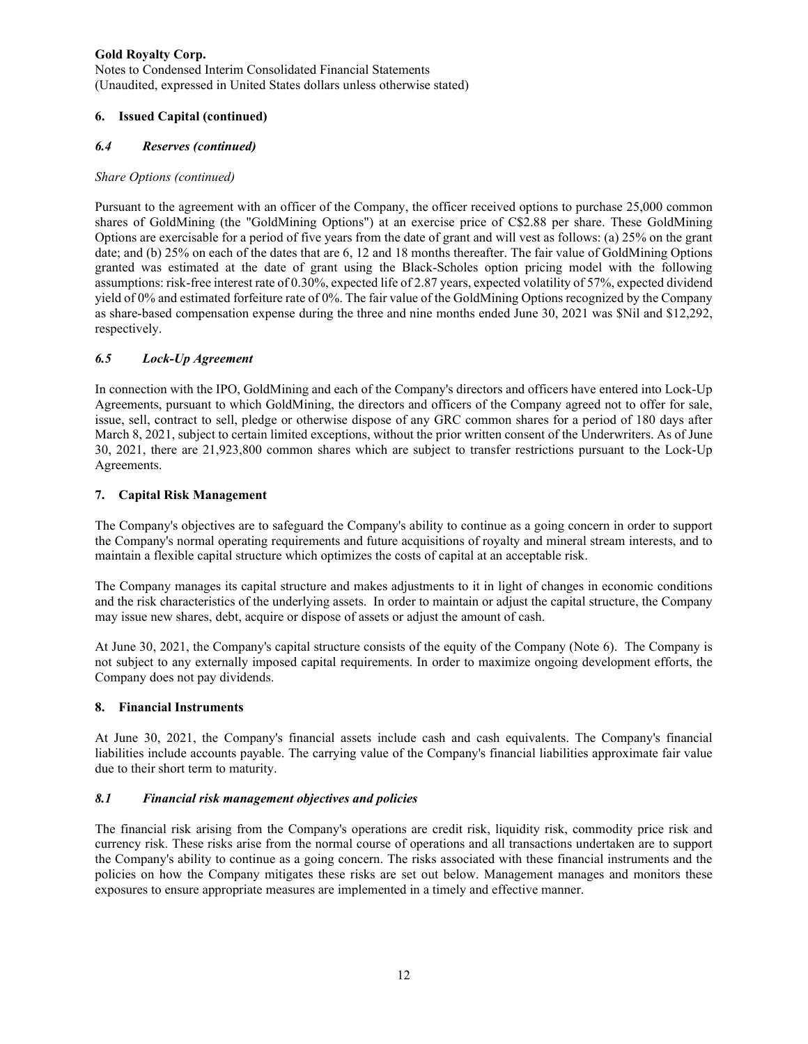## 6. Issued Capital (continued)

### *6.4 Reserves (continued)*

*Share Options (continued)*

Pursuant to the agreement with an officer of the Company, the officer received options to purchase 25,000 common shares of GoldMining (the "GoldMining Options") at an exercise price of C$2.88 per share. These GoldMining Options are exercisable for a period of five years from the date of grant and will vest as follows: (a) 25% on the grant date; and (b) 25% on each of the dates that are 6, 12 and 18 months thereafter. The fair value of GoldMining Options granted was estimated at the date of grant using the Black-Scholes option pricing model with the following assumptions: risk-free interest rate of 0.30%, expected life of 2.87 years, expected volatility of 57%, expected dividend yield of 0% and estimated forfeiture rate of 0%. The fair value of the GoldMining Options recognized by the Company as share-based compensation expense during the three and nine months ended June 30, 2021 was $Nil and $12,292, respectively.

### *6.5 Lock-Up Agreement*

In connection with the IPO, GoldMining and each of the Company's directors and officers have entered into Lock-Up Agreements, pursuant to which GoldMining, the directors and officers of the Company agreed not to offer for sale, issue, sell, contract to sell, pledge or otherwise dispose of any GRC common shares for a period of 180 days after March 8, 2021, subject to certain limited exceptions, without the prior written consent of the Underwriters. As of June 30, 2021, there are 21,923,800 common shares which are subject to transfer restrictions pursuant to the Lock-Up Agreements.

## 7. Capital Risk Management

The Company's objectives are to safeguard the Company's ability to continue as a going concern in order to support the Company's normal operating requirements and future acquisitions of royalty and mineral stream interests, and to maintain a flexible capital structure which optimizes the costs of capital at an acceptable risk.

The Company manages its capital structure and makes adjustments to it in light of changes in economic conditions and the risk characteristics of the underlying assets. In order to maintain or adjust the capital structure, the Company may issue new shares, debt, acquire or dispose of assets or adjust the amount of cash.

At June 30, 2021, the Company's capital structure consists of the equity of the Company (Note 6). The Company is not subject to any externally imposed capital requirements. In order to maximize ongoing development efforts, the Company does not pay dividends.

## 8. Financial Instruments

At June 30, 2021, the Company's financial assets include cash and cash equivalents. The Company's financial liabilities include accounts payable. The carrying value of the Company's financial liabilities approximate fair value due to their short term to maturity.

### *8.1 Financial risk management objectives and policies*

The financial risk arising from the Company's operations are credit risk, liquidity risk, commodity price risk and currency risk. These risks arise from the normal course of operations and all transactions undertaken are to support the Company's ability to continue as a going concern. The risks associated with these financial instruments and the policies on how the Company mitigates these risks are set out below. Management manages and monitors these exposures to ensure appropriate measures are implemented in a timely and effective manner.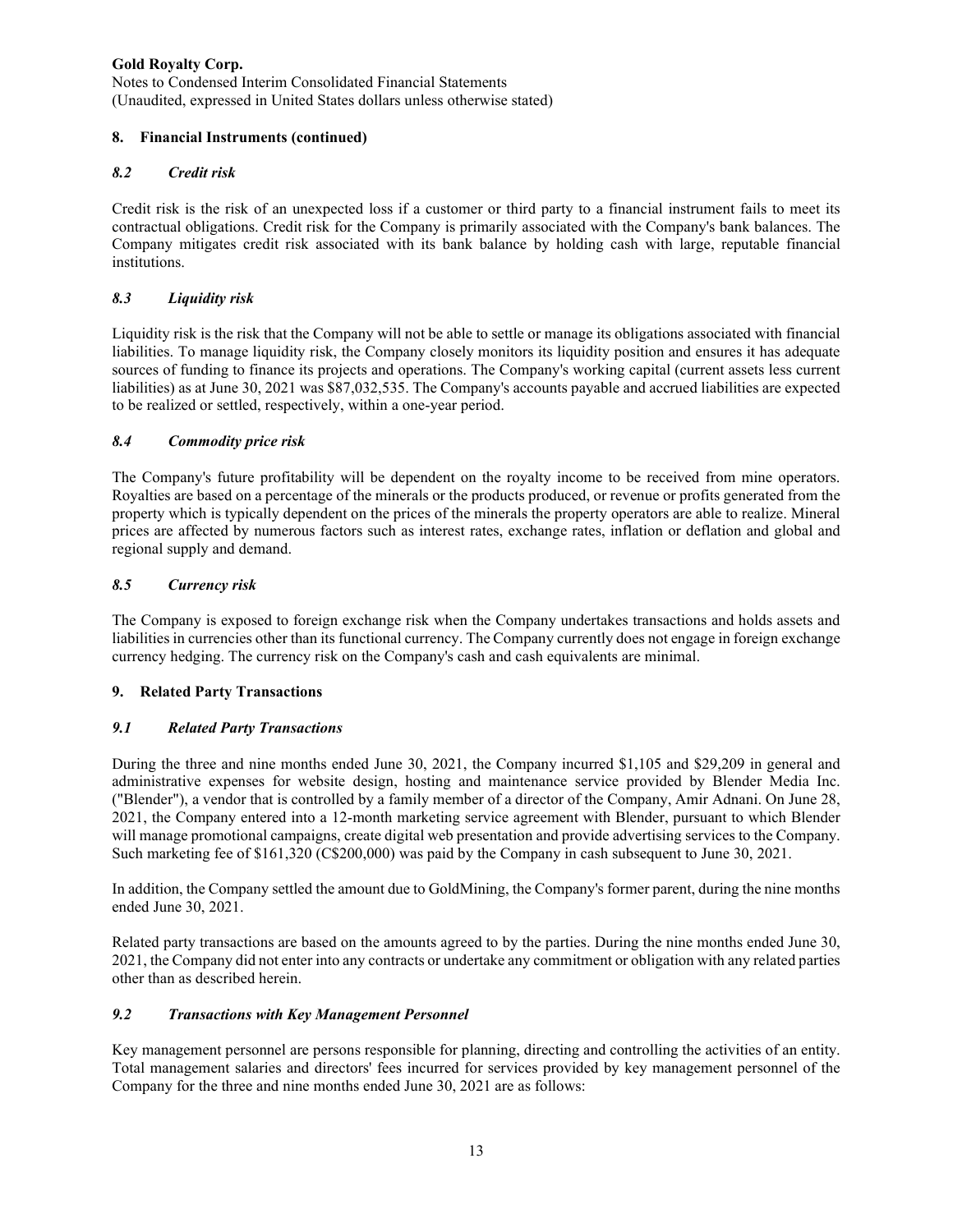## 8. Financial Instruments (continued)

### *8.2 Credit risk*

Credit risk is the risk of an unexpected loss if a customer or third party to a financial instrument fails to meet its contractual obligations. Credit risk for the Company is primarily associated with the Company's bank balances. The Company mitigates credit risk associated with its bank balance by holding cash with large, reputable financial institutions.

### *8.3 Liquidity risk*

Liquidity risk is the risk that the Company will not be able to settle or manage its obligations associated with financial liabilities. To manage liquidity risk, the Company closely monitors its liquidity position and ensures it has adequate sources of funding to finance its projects and operations. The Company's working capital (current assets less current liabilities) as at June 30, 2021 was $87,032,535. The Company's accounts payable and accrued liabilities are expected to be realized or settled, respectively, within a one-year period.

### *8.4 Commodity price risk*

The Company's future profitability will be dependent on the royalty income to be received from mine operators. Royalties are based on a percentage of the minerals or the products produced, or revenue or profits generated from the property which is typically dependent on the prices of the minerals the property operators are able to realize. Mineral prices are affected by numerous factors such as interest rates, exchange rates, inflation or deflation and global and regional supply and demand.

### *8.5 Currency risk*

The Company is exposed to foreign exchange risk when the Company undertakes transactions and holds assets and liabilities in currencies other than its functional currency. The Company currently does not engage in foreign exchange currency hedging. The currency risk on the Company's cash and cash equivalents are minimal.

## 9. Related Party Transactions

### *9.1 Related Party Transactions*

During the three and nine months ended June 30, 2021, the Company incurred $1,105 and $29,209 in general and administrative expenses for website design, hosting and maintenance service provided by Blender Media Inc. ("Blender"), a vendor that is controlled by a family member of a director of the Company, Amir Adnani. On June 28, 2021, the Company entered into a 12-month marketing service agreement with Blender, pursuant to which Blender will manage promotional campaigns, create digital web presentation and provide advertising services to the Company. Such marketing fee of $161,320 (C$200,000) was paid by the Company in cash subsequent to June 30, 2021.

In addition, the Company settled the amount due to GoldMining, the Company's former parent, during the nine months ended June 30, 2021.

Related party transactions are based on the amounts agreed to by the parties. During the nine months ended June 30, 2021, the Company did not enter into any contracts or undertake any commitment or obligation with any related parties other than as described herein.

### *9.2 Transactions with Key Management Personnel*

Key management personnel are persons responsible for planning, directing and controlling the activities of an entity. Total management salaries and directors' fees incurred for services provided by key management personnel of the Company for the three and nine months ended June 30, 2021 are as follows: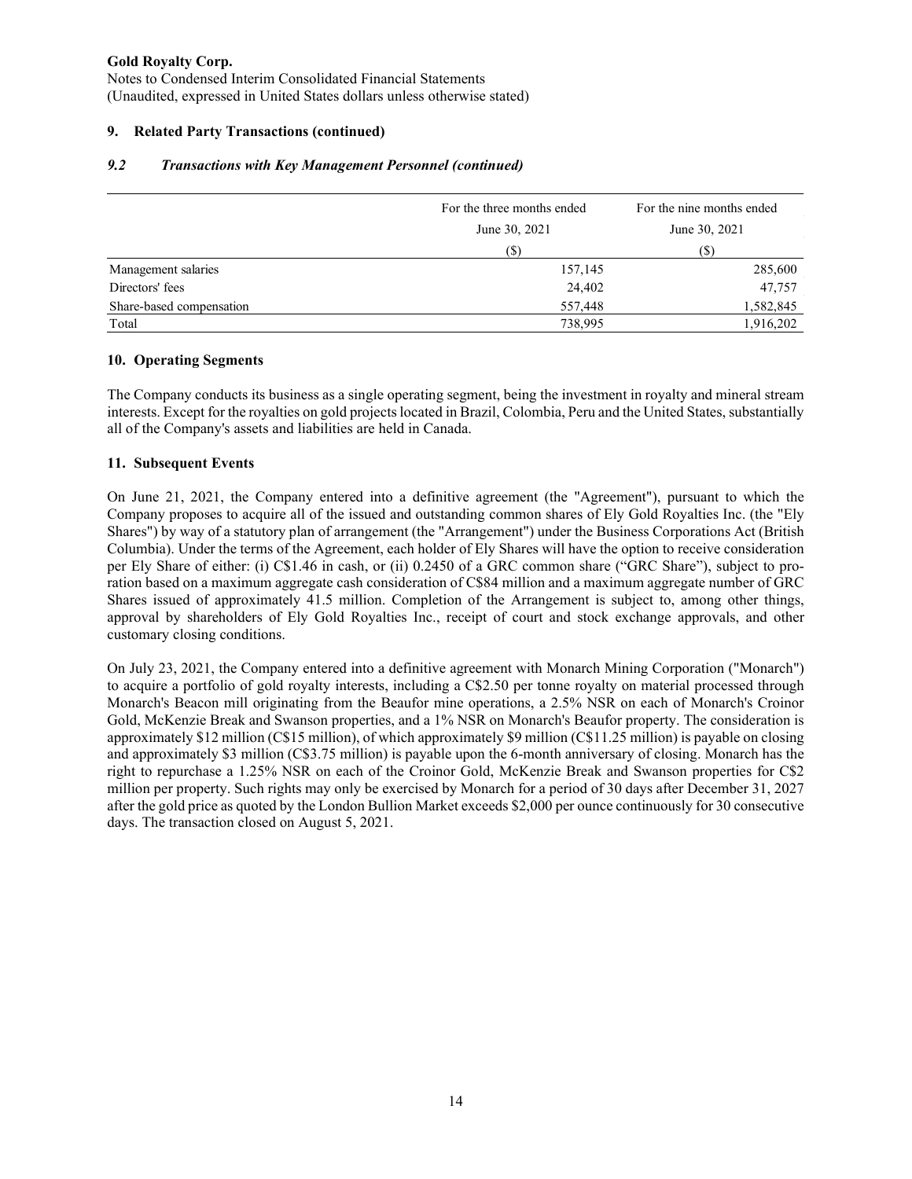Gold Royalty Corp.
Notes to Condensed Interim Consolidated Financial Statements
(Unaudited, expressed in United States dollars unless otherwise stated)

## 9. Related Party Transactions (continued)

### *9.2 Transactions with Key Management Personnel (continued)*

| | For the three months ended June 30, 2021 ($) | For the nine months ended June 30, 2021 ($) |
|---|---|---|
| Management salaries | 157,145 | 285,600 |
| Directors' fees | 24,402 | 47,757 |
| Share-based compensation | 557,448 | 1,582,845 |
| Total | 738,995 | 1,916,202 |

## 10. Operating Segments

The Company conducts its business as a single operating segment, being the investment in royalty and mineral stream interests. Except for the royalties on gold projects located in Brazil, Colombia, Peru and the United States, substantially all of the Company's assets and liabilities are held in Canada.

## 11. Subsequent Events

On June 21, 2021, the Company entered into a definitive agreement (the "Agreement"), pursuant to which the Company proposes to acquire all of the issued and outstanding common shares of Ely Gold Royalties Inc. (the "Ely Shares") by way of a statutory plan of arrangement (the "Arrangement") under the Business Corporations Act (British Columbia). Under the terms of the Agreement, each holder of Ely Shares will have the option to receive consideration per Ely Share of either: (i) C$1.46 in cash, or (ii) 0.2450 of a GRC common share ("GRC Share"), subject to proration based on a maximum aggregate cash consideration of C$84 million and a maximum aggregate number of GRC Shares issued of approximately 41.5 million. Completion of the Arrangement is subject to, among other things, approval by shareholders of Ely Gold Royalties Inc., receipt of court and stock exchange approvals, and other customary closing conditions.

On July 23, 2021, the Company entered into a definitive agreement with Monarch Mining Corporation ("Monarch") to acquire a portfolio of gold royalty interests, including a C$2.50 per tonne royalty on material processed through Monarch's Beacon mill originating from the Beaufor mine operations, a 2.5% NSR on each of Monarch's Croinor Gold, McKenzie Break and Swanson properties, and a 1% NSR on Monarch's Beaufor property. The consideration is approximately $12 million (C$15 million), of which approximately $9 million (C$11.25 million) is payable on closing and approximately $3 million (C$3.75 million) is payable upon the 6-month anniversary of closing. Monarch has the right to repurchase a 1.25% NSR on each of the Croinor Gold, McKenzie Break and Swanson properties for C$2 million per property. Such rights may only be exercised by Monarch for a period of 30 days after December 31, 2027 after the gold price as quoted by the London Bullion Market exceeds $2,000 per ounce continuously for 30 consecutive days. The transaction closed on August 5, 2021.